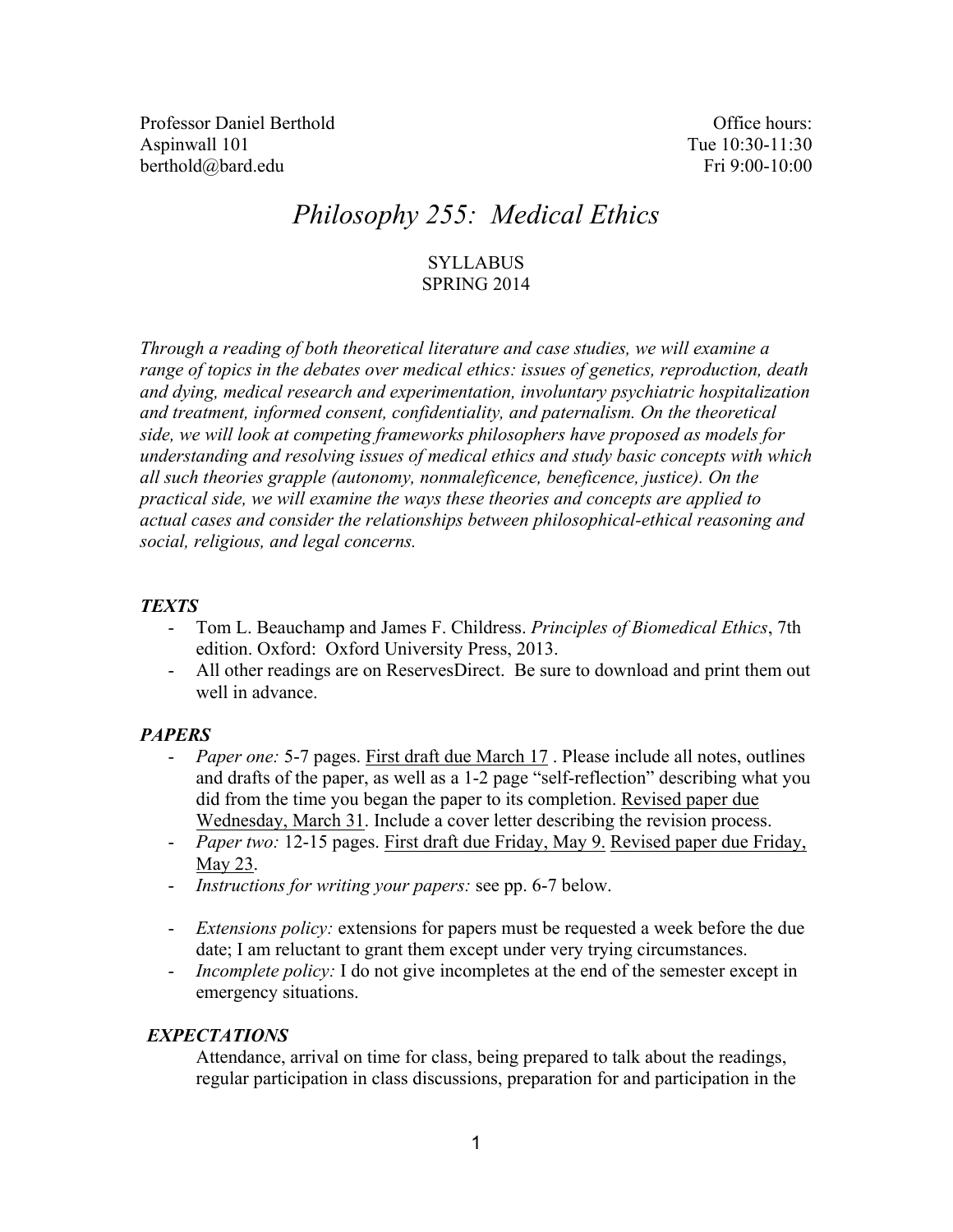Professor Daniel Berthold
Aspinwall 101
berthold@bard.edu

Office hours:
Tue 10:30-11:30
Fri 9:00-10:00

# *Philosophy 255: Medical Ethics*

SYLLABUS
SPRING 2014

*Through a reading of both theoretical literature and case studies, we will examine a range of topics in the debates over medical ethics: issues of genetics, reproduction, death and dying, medical research and experimentation, involuntary psychiatric hospitalization and treatment, informed consent, confidentiality, and paternalism. On the theoretical side, we will look at competing frameworks philosophers have proposed as models for understanding and resolving issues of medical ethics and study basic concepts with which all such theories grapple (autonomy, nonmaleficence, beneficence, justice). On the practical side, we will examine the ways these theories and concepts are applied to actual cases and consider the relationships between philosophical-ethical reasoning and social, religious, and legal concerns.*

### ***TEXTS***

- Tom L. Beauchamp and James F. Childress. *Principles of Biomedical Ethics*, 7th edition. Oxford: Oxford University Press, 2013.
- All other readings are on ReservesDirect. Be sure to download and print them out well in advance.

### ***PAPERS***

- *Paper one:* 5-7 pages. First draft due March 17 . Please include all notes, outlines and drafts of the paper, as well as a 1-2 page "self-reflection" describing what you did from the time you began the paper to its completion. Revised paper due Wednesday, March 31. Include a cover letter describing the revision process.
- *Paper two:* 12-15 pages. First draft due Friday, May 9. Revised paper due Friday, May 23.
- *Instructions for writing your papers:* see pp. 6-7 below.
- *Extensions policy:* extensions for papers must be requested a week before the due date; I am reluctant to grant them except under very trying circumstances.
- *Incomplete policy:* I do not give incompletes at the end of the semester except in emergency situations.

### ***EXPECTATIONS***

Attendance, arrival on time for class, being prepared to talk about the readings, regular participation in class discussions, preparation for and participation in the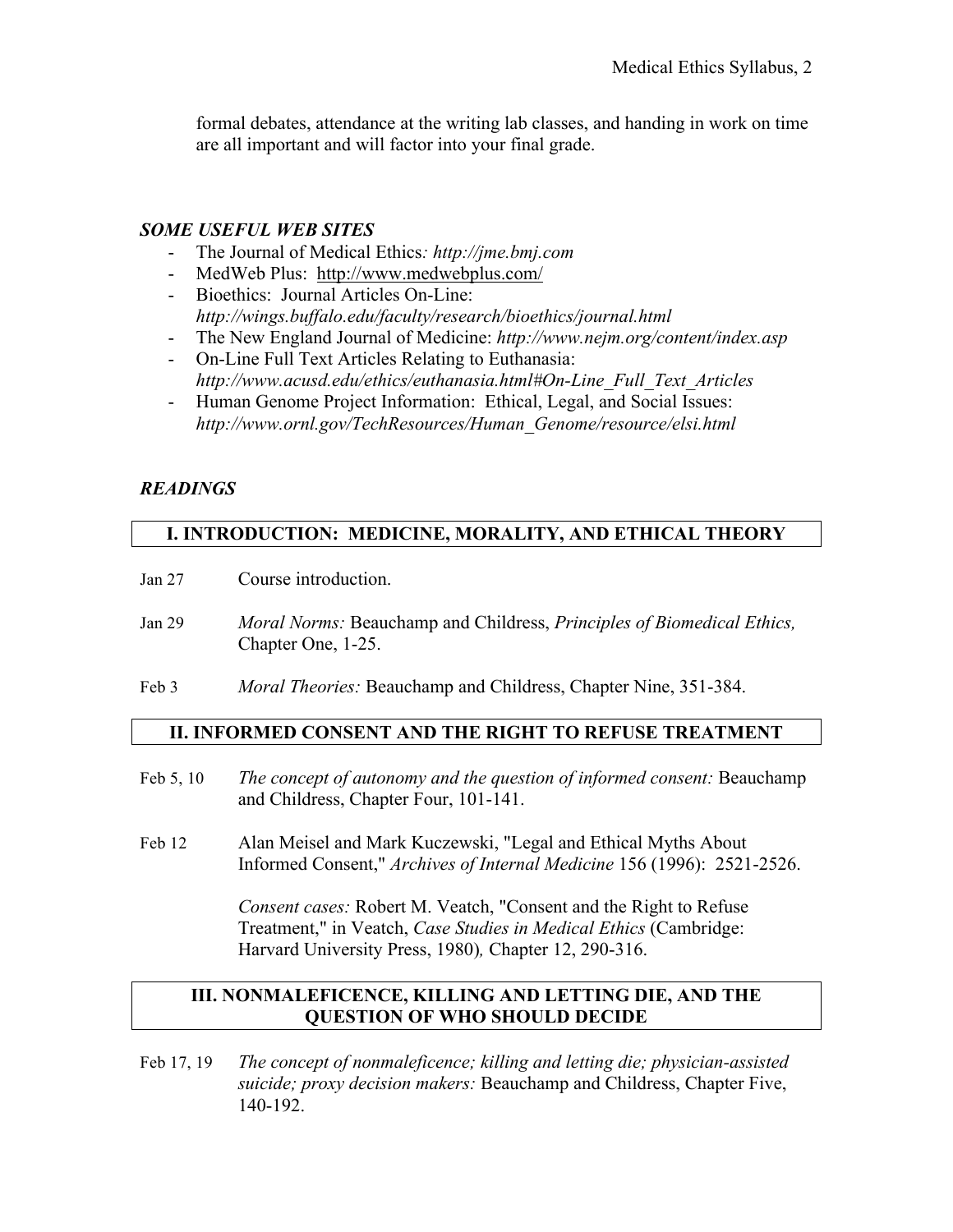formal debates, attendance at the writing lab classes, and handing in work on time are all important and will factor into your final grade.

### *SOME USEFUL WEB SITES*

- The Journal of Medical Ethics*: http://jme.bmj.com*
- MedWeb Plus: http://www.medwebplus.com/
- Bioethics: Journal Articles On-Line: *http://wings.buffalo.edu/faculty/research/bioethics/journal.html*
- The New England Journal of Medicine: *http://www.nejm.org/content/index.asp*
- On-Line Full Text Articles Relating to Euthanasia: *http://www.acusd.edu/ethics/euthanasia.html#On-Line_Full_Text_Articles*
- Human Genome Project Information: Ethical, Legal, and Social Issues: *http://www.ornl.gov/TechResources/Human_Genome/resource/elsi.html*

### *READINGS*

## I. INTRODUCTION: MEDICINE, MORALITY, AND ETHICAL THEORY

Jan 27 Course introduction.

Jan 29 *Moral Norms:* Beauchamp and Childress, *Principles of Biomedical Ethics,* Chapter One, 1-25.

Feb 3 *Moral Theories:* Beauchamp and Childress, Chapter Nine, 351-384.

## II. INFORMED CONSENT AND THE RIGHT TO REFUSE TREATMENT

Feb 5, 10 *The concept of autonomy and the question of informed consent:* Beauchamp and Childress, Chapter Four, 101-141.

Feb 12 Alan Meisel and Mark Kuczewski, "Legal and Ethical Myths About Informed Consent," *Archives of Internal Medicine* 156 (1996): 2521-2526.

*Consent cases:* Robert M. Veatch, "Consent and the Right to Refuse Treatment," in Veatch, *Case Studies in Medical Ethics* (Cambridge: Harvard University Press, 1980)*,* Chapter 12, 290-316.

## III. NONMALEFICENCE, KILLING AND LETTING DIE, AND THE QUESTION OF WHO SHOULD DECIDE

Feb 17, 19 *The concept of nonmaleficence; killing and letting die; physician-assisted suicide; proxy decision makers:* Beauchamp and Childress, Chapter Five, 140-192.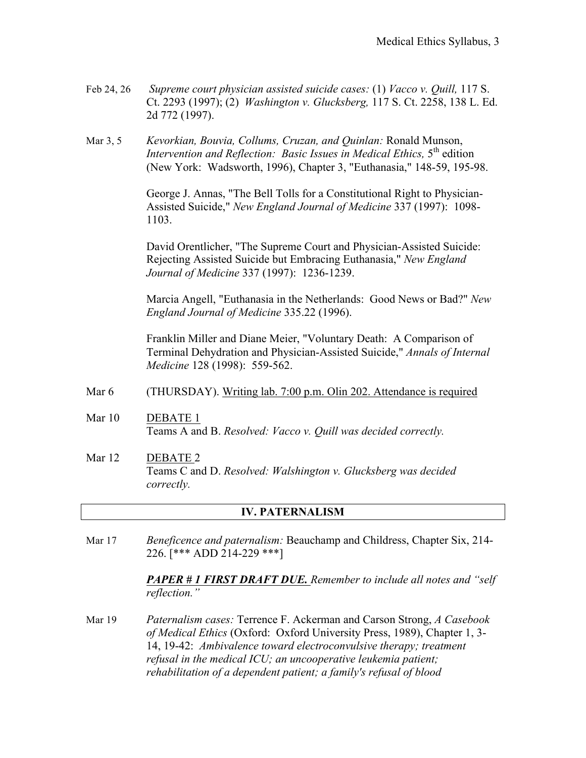Feb 24, 26 *Supreme court physician assisted suicide cases:* (1) *Vacco v. Quill,* 117 S. Ct. 2293 (1997); (2) *Washington v. Glucksberg,* 117 S. Ct. 2258, 138 L. Ed. 2d 772 (1997).

Mar 3, 5 *Kevorkian, Bouvia, Collums, Cruzan, and Quinlan:* Ronald Munson, *Intervention and Reflection: Basic Issues in Medical Ethics,* 5th edition (New York: Wadsworth, 1996), Chapter 3, "Euthanasia," 148-59, 195-98.

George J. Annas, "The Bell Tolls for a Constitutional Right to Physician-Assisted Suicide," *New England Journal of Medicine* 337 (1997): 1098-1103.

David Orentlicher, "The Supreme Court and Physician-Assisted Suicide: Rejecting Assisted Suicide but Embracing Euthanasia," *New England Journal of Medicine* 337 (1997): 1236-1239.

Marcia Angell, "Euthanasia in the Netherlands: Good News or Bad?" *New England Journal of Medicine* 335.22 (1996).

Franklin Miller and Diane Meier, "Voluntary Death: A Comparison of Terminal Dehydration and Physician-Assisted Suicide," *Annals of Internal Medicine* 128 (1998): 559-562.

Mar 6 (THURSDAY). <u>Writing lab. 7:00 p.m. Olin 202. Attendance is required</u>

Mar 10 <u>DEBATE 1</u>
Teams A and B. *Resolved: Vacco v. Quill was decided correctly.*

Mar 12 <u>DEBATE 2</u>
Teams C and D. *Resolved: Walshington v. Glucksberg was decided correctly.*

## IV. PATERNALISM

Mar 17 *Beneficence and paternalism:* Beauchamp and Childress, Chapter Six, 214-226. [*** ADD 214-229 ***]

***<u>PAPER # 1 FIRST DRAFT DUE.</u>*** *Remember to include all notes and "self reflection."*

Mar 19 *Paternalism cases:* Terrence F. Ackerman and Carson Strong, *A Casebook of Medical Ethics* (Oxford: Oxford University Press, 1989), Chapter 1, 3-14, 19-42: *Ambivalence toward electroconvulsive therapy; treatment refusal in the medical ICU; an uncooperative leukemia patient; rehabilitation of a dependent patient; a family's refusal of blood*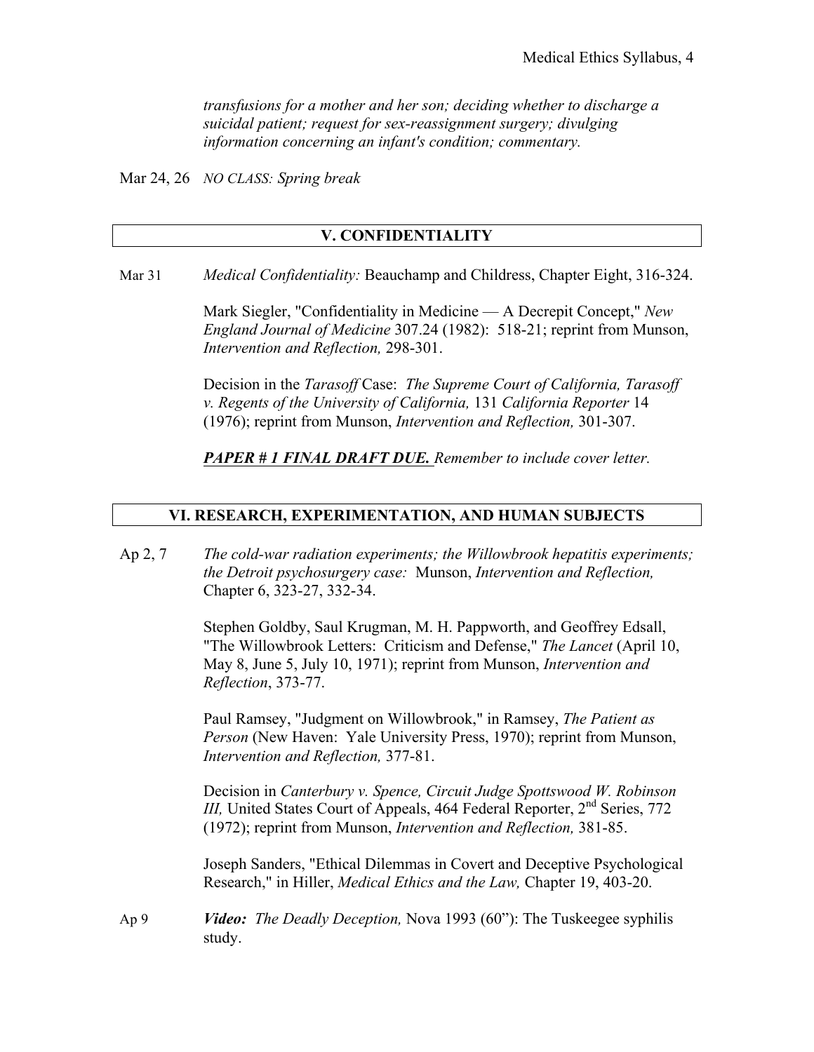*transfusions for a mother and her son; deciding whether to discharge a suicidal patient; request for sex-reassignment surgery; divulging information concerning an infant's condition; commentary.*

Mar 24, 26 *NO CLASS: Spring break*

## V. CONFIDENTIALITY

Mar 31 *Medical Confidentiality:* Beauchamp and Childress, Chapter Eight, 316-324.

Mark Siegler, "Confidentiality in Medicine — A Decrepit Concept," *New England Journal of Medicine* 307.24 (1982): 518-21; reprint from Munson, *Intervention and Reflection,* 298-301.

Decision in the *Tarasoff* Case: *The Supreme Court of California, Tarasoff v. Regents of the University of California,* 131 *California Reporter* 14 (1976); reprint from Munson, *Intervention and Reflection,* 301-307.

***PAPER # 1 FINAL DRAFT DUE.*** *Remember to include cover letter.*

## VI. RESEARCH, EXPERIMENTATION, AND HUMAN SUBJECTS

Ap 2, 7 *The cold-war radiation experiments; the Willowbrook hepatitis experiments; the Detroit psychosurgery case:* Munson, *Intervention and Reflection,* Chapter 6, 323-27, 332-34.

Stephen Goldby, Saul Krugman, M. H. Pappworth, and Geoffrey Edsall, "The Willowbrook Letters: Criticism and Defense," *The Lancet* (April 10, May 8, June 5, July 10, 1971); reprint from Munson, *Intervention and Reflection*, 373-77.

Paul Ramsey, "Judgment on Willowbrook," in Ramsey, *The Patient as Person* (New Haven: Yale University Press, 1970); reprint from Munson, *Intervention and Reflection,* 377-81.

Decision in *Canterbury v. Spence, Circuit Judge Spottswood W. Robinson III,* United States Court of Appeals, 464 Federal Reporter, 2nd Series, 772 (1972); reprint from Munson, *Intervention and Reflection,* 381-85.

Joseph Sanders, "Ethical Dilemmas in Covert and Deceptive Psychological Research," in Hiller, *Medical Ethics and the Law,* Chapter 19, 403-20.

Ap 9 ***Video:*** *The Deadly Deception,* Nova 1993 (60"): The Tuskeegee syphilis study.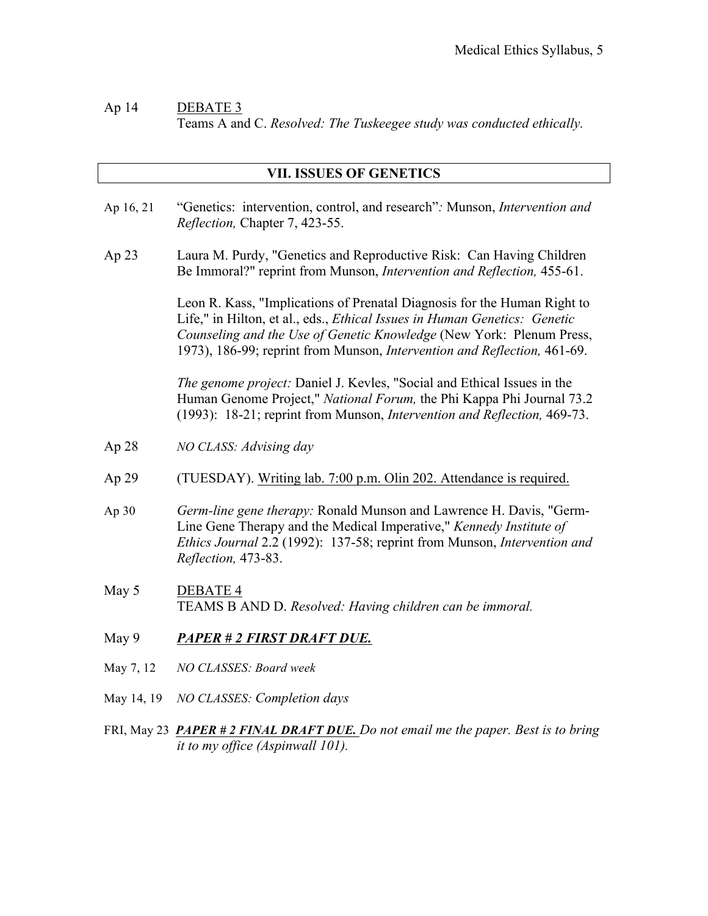Ap 14 <u>DEBATE 3</u>
Teams A and C. *Resolved: The Tuskeegee study was conducted ethically.*

## VII. ISSUES OF GENETICS

Ap 16, 21 "Genetics: intervention, control, and research": Munson, *Intervention and Reflection,* Chapter 7, 423-55.

Ap 23 Laura M. Purdy, "Genetics and Reproductive Risk: Can Having Children Be Immoral?" reprint from Munson, *Intervention and Reflection,* 455-61.

Leon R. Kass, "Implications of Prenatal Diagnosis for the Human Right to Life," in Hilton, et al., eds., *Ethical Issues in Human Genetics: Genetic Counseling and the Use of Genetic Knowledge* (New York: Plenum Press, 1973), 186-99; reprint from Munson, *Intervention and Reflection,* 461-69.

*The genome project:* Daniel J. Kevles, "Social and Ethical Issues in the Human Genome Project," *National Forum,* the Phi Kappa Phi Journal 73.2 (1993): 18-21; reprint from Munson, *Intervention and Reflection,* 469-73.

Ap 28 *NO CLASS: Advising day*

Ap 29 (TUESDAY). <u>Writing lab. 7:00 p.m. Olin 202. Attendance is required.</u>

Ap 30 *Germ-line gene therapy:* Ronald Munson and Lawrence H. Davis, "Germ-Line Gene Therapy and the Medical Imperative," *Kennedy Institute of Ethics Journal* 2.2 (1992): 137-58; reprint from Munson, *Intervention and Reflection,* 473-83.

May 5 <u>DEBATE 4</u>
TEAMS B AND D. *Resolved: Having children can be immoral.*

May 9 ***<u>PAPER # 2 FIRST DRAFT DUE.</u>***

May 7, 12 *NO CLASSES: Board week*

May 14, 19 *NO CLASSES: Completion days*

FRI, May 23 ***<u>PAPER # 2 FINAL DRAFT DUE.</u>*** *Do not email me the paper. Best is to bring it to my office (Aspinwall 101).*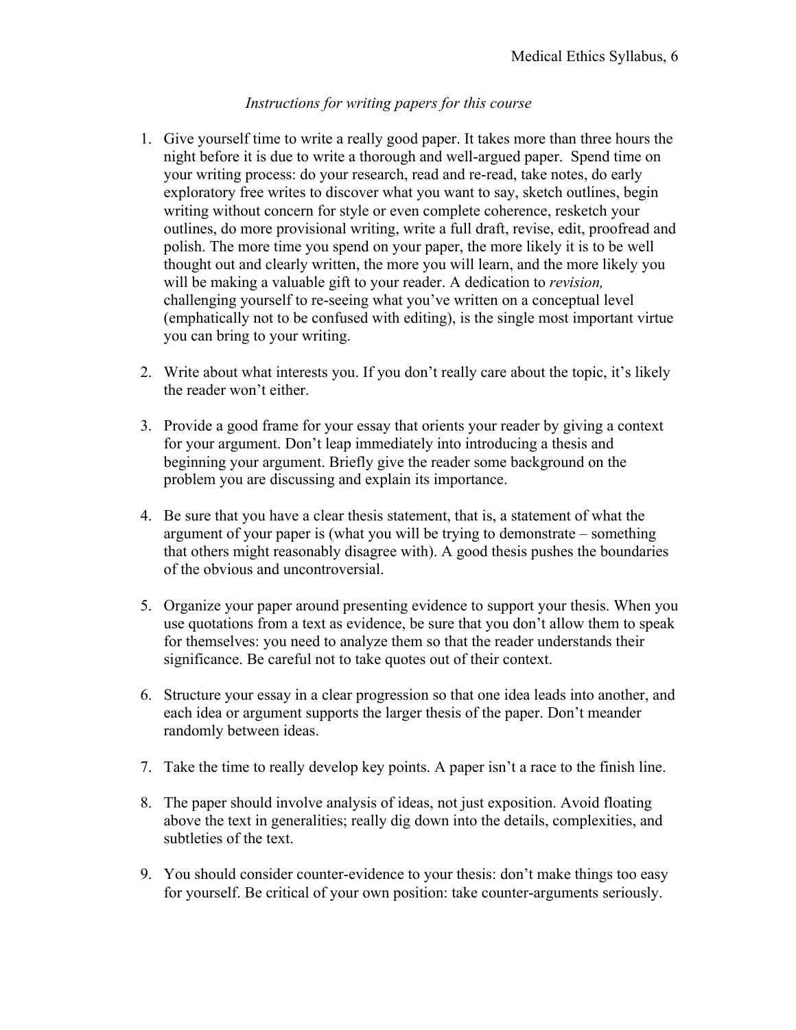*Instructions for writing papers for this course*

1. Give yourself time to write a really good paper. It takes more than three hours the night before it is due to write a thorough and well-argued paper. Spend time on your writing process: do your research, read and re-read, take notes, do early exploratory free writes to discover what you want to say, sketch outlines, begin writing without concern for style or even complete coherence, resketch your outlines, do more provisional writing, write a full draft, revise, edit, proofread and polish. The more time you spend on your paper, the more likely it is to be well thought out and clearly written, the more you will learn, and the more likely you will be making a valuable gift to your reader. A dedication to *revision,* challenging yourself to re-seeing what you've written on a conceptual level (emphatically not to be confused with editing), is the single most important virtue you can bring to your writing.

2. Write about what interests you. If you don't really care about the topic, it's likely the reader won't either.

3. Provide a good frame for your essay that orients your reader by giving a context for your argument. Don't leap immediately into introducing a thesis and beginning your argument. Briefly give the reader some background on the problem you are discussing and explain its importance.

4. Be sure that you have a clear thesis statement, that is, a statement of what the argument of your paper is (what you will be trying to demonstrate – something that others might reasonably disagree with). A good thesis pushes the boundaries of the obvious and uncontroversial.

5. Organize your paper around presenting evidence to support your thesis. When you use quotations from a text as evidence, be sure that you don't allow them to speak for themselves: you need to analyze them so that the reader understands their significance. Be careful not to take quotes out of their context.

6. Structure your essay in a clear progression so that one idea leads into another, and each idea or argument supports the larger thesis of the paper. Don't meander randomly between ideas.

7. Take the time to really develop key points. A paper isn't a race to the finish line.

8. The paper should involve analysis of ideas, not just exposition. Avoid floating above the text in generalities; really dig down into the details, complexities, and subtleties of the text.

9. You should consider counter-evidence to your thesis: don't make things too easy for yourself. Be critical of your own position: take counter-arguments seriously.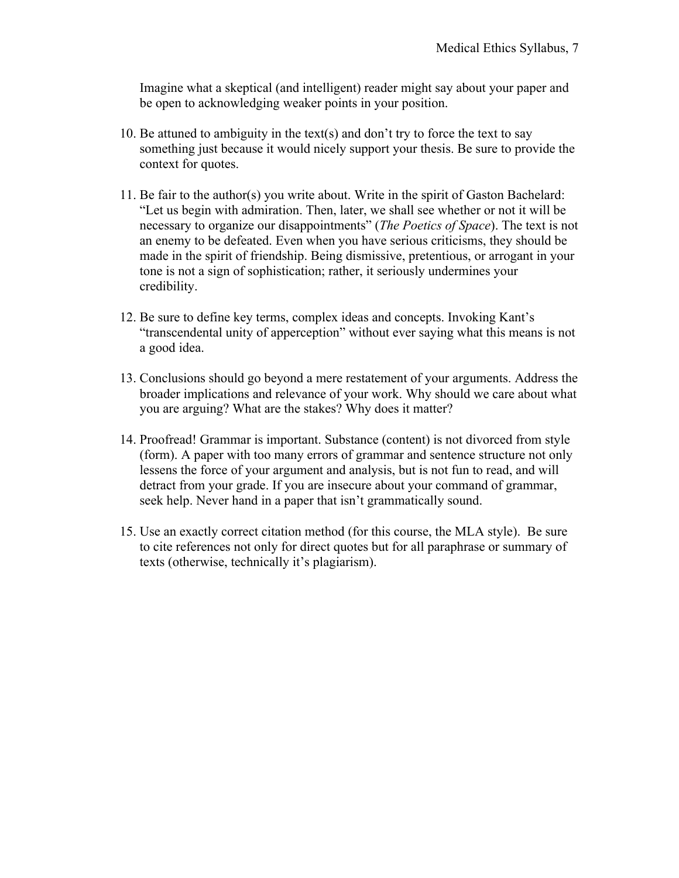Imagine what a skeptical (and intelligent) reader might say about your paper and be open to acknowledging weaker points in your position.

10. Be attuned to ambiguity in the text(s) and don't try to force the text to say something just because it would nicely support your thesis. Be sure to provide the context for quotes.

11. Be fair to the author(s) you write about. Write in the spirit of Gaston Bachelard: "Let us begin with admiration. Then, later, we shall see whether or not it will be necessary to organize our disappointments" (*The Poetics of Space*). The text is not an enemy to be defeated. Even when you have serious criticisms, they should be made in the spirit of friendship. Being dismissive, pretentious, or arrogant in your tone is not a sign of sophistication; rather, it seriously undermines your credibility.

12. Be sure to define key terms, complex ideas and concepts. Invoking Kant's "transcendental unity of apperception" without ever saying what this means is not a good idea.

13. Conclusions should go beyond a mere restatement of your arguments. Address the broader implications and relevance of your work. Why should we care about what you are arguing? What are the stakes? Why does it matter?

14. Proofread! Grammar is important. Substance (content) is not divorced from style (form). A paper with too many errors of grammar and sentence structure not only lessens the force of your argument and analysis, but is not fun to read, and will detract from your grade. If you are insecure about your command of grammar, seek help. Never hand in a paper that isn't grammatically sound.

15. Use an exactly correct citation method (for this course, the MLA style). Be sure to cite references not only for direct quotes but for all paraphrase or summary of texts (otherwise, technically it's plagiarism).